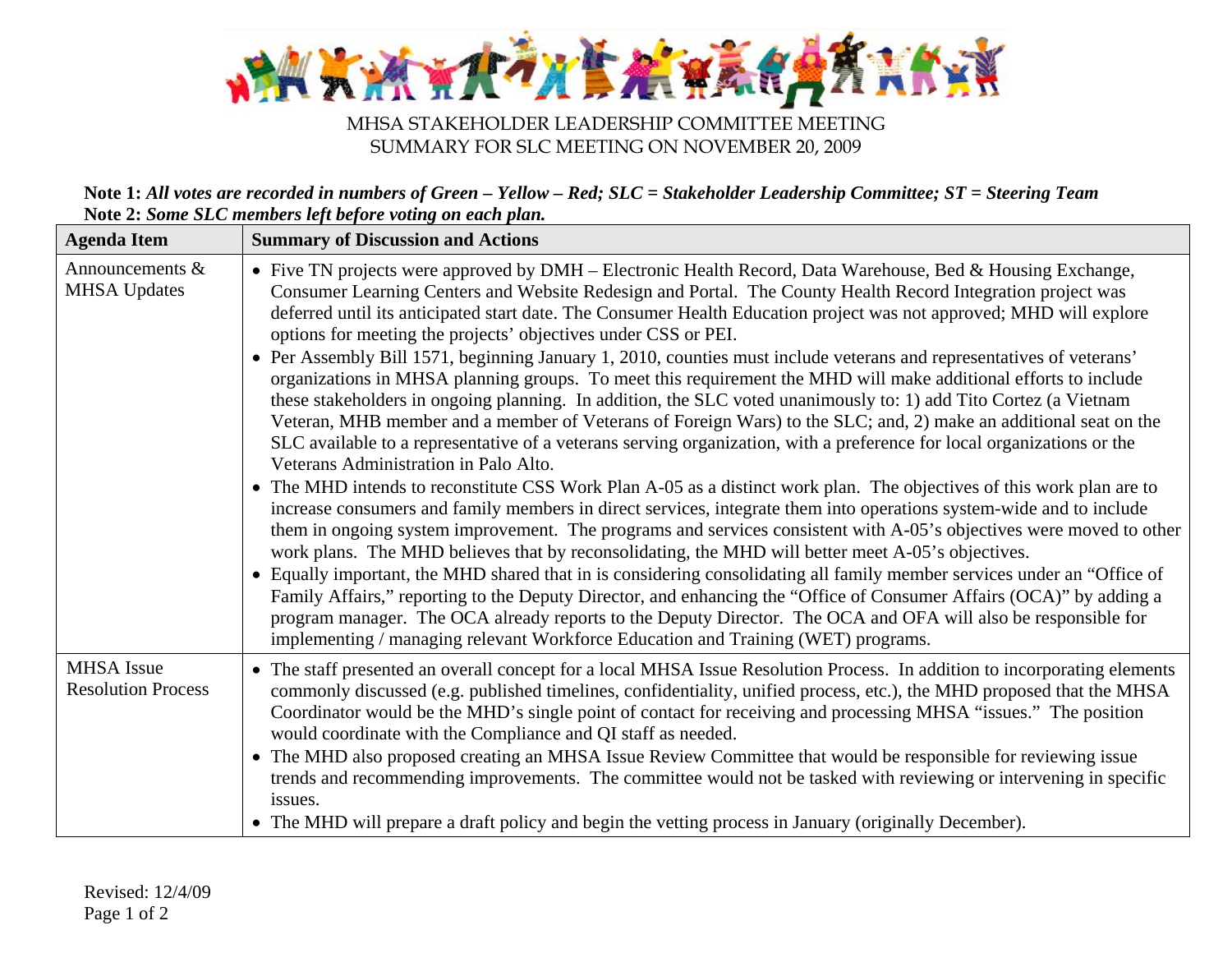MHSA STAKEHOLDER LEADERSHIP COMMITTEE MEETING
SUMMARY FOR SLC MEETING ON NOVEMBER 20, 2009

**Note 1:** ***All votes are recorded in numbers of Green – Yellow – Red; SLC = Stakeholder Leadership Committee; ST = Steering Team***
**Note 2:** ***Some SLC members left before voting on each plan.***

| Agenda Item | Summary of Discussion and Actions |
|---|---|
| Announcements & MHSA Updates | • Five TN projects were approved by DMH – Electronic Health Record, Data Warehouse, Bed & Housing Exchange, Consumer Learning Centers and Website Redesign and Portal. The County Health Record Integration project was deferred until its anticipated start date. The Consumer Health Education project was not approved; MHD will explore options for meeting the projects' objectives under CSS or PEI.<br>• Per Assembly Bill 1571, beginning January 1, 2010, counties must include veterans and representatives of veterans' organizations in MHSA planning groups. To meet this requirement the MHD will make additional efforts to include these stakeholders in ongoing planning. In addition, the SLC voted unanimously to: 1) add Tito Cortez (a Vietnam Veteran, MHB member and a member of Veterans of Foreign Wars) to the SLC; and, 2) make an additional seat on the SLC available to a representative of a veterans serving organization, with a preference for local organizations or the Veterans Administration in Palo Alto.<br>• The MHD intends to reconstitute CSS Work Plan A-05 as a distinct work plan. The objectives of this work plan are to increase consumers and family members in direct services, integrate them into operations system-wide and to include them in ongoing system improvement. The programs and services consistent with A-05's objectives were moved to other work plans. The MHD believes that by reconsolidating, the MHD will better meet A-05's objectives.<br>• Equally important, the MHD shared that in is considering consolidating all family member services under an "Office of Family Affairs," reporting to the Deputy Director, and enhancing the "Office of Consumer Affairs (OCA)" by adding a program manager. The OCA already reports to the Deputy Director. The OCA and OFA will also be responsible for implementing / managing relevant Workforce Education and Training (WET) programs. |
| MHSA Issue Resolution Process | • The staff presented an overall concept for a local MHSA Issue Resolution Process. In addition to incorporating elements commonly discussed (e.g. published timelines, confidentiality, unified process, etc.), the MHD proposed that the MHSA Coordinator would be the MHD's single point of contact for receiving and processing MHSA "issues." The position would coordinate with the Compliance and QI staff as needed.<br>• The MHD also proposed creating an MHSA Issue Review Committee that would be responsible for reviewing issue trends and recommending improvements. The committee would not be tasked with reviewing or intervening in specific issues.<br>• The MHD will prepare a draft policy and begin the vetting process in January (originally December). |

Revised: 12/4/09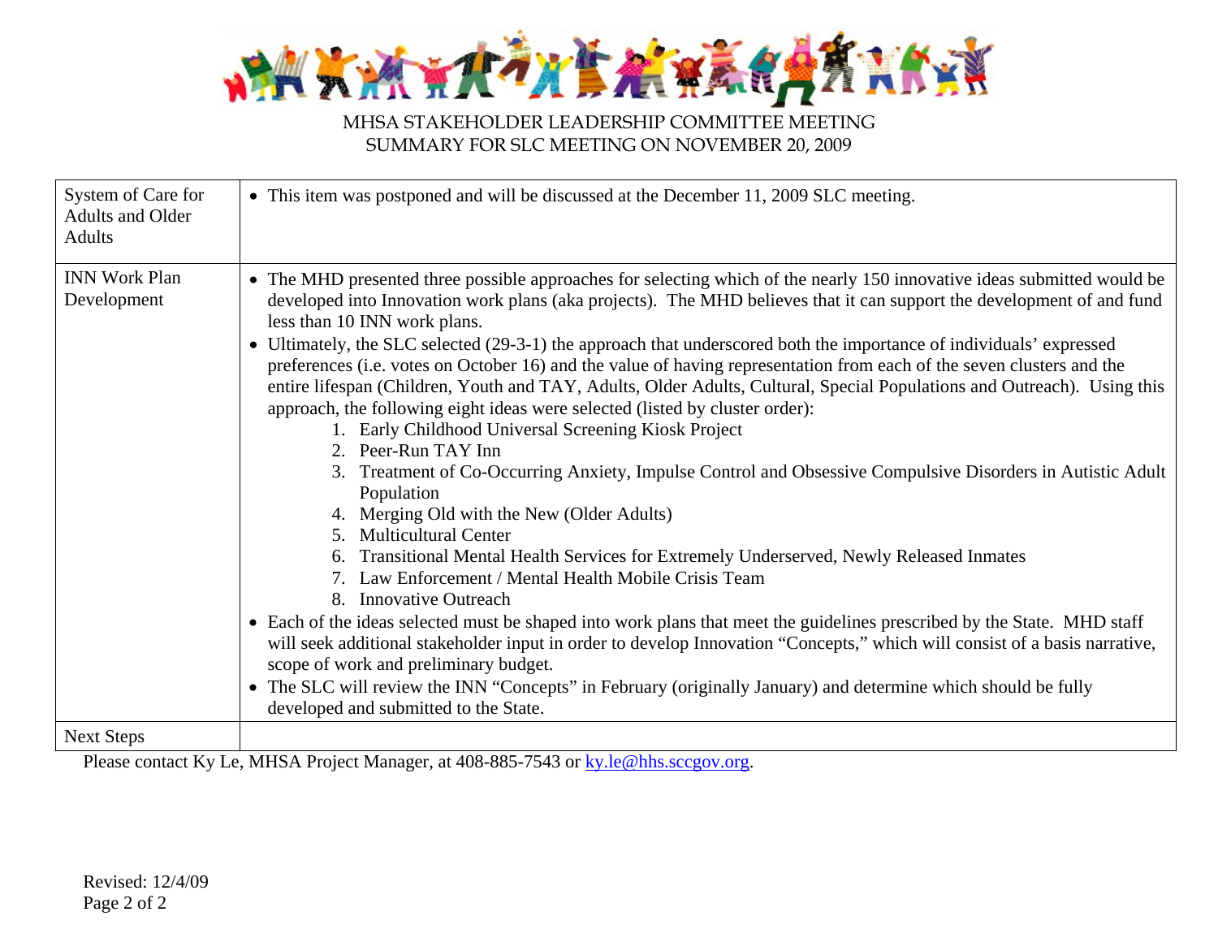MHSA STAKEHOLDER LEADERSHIP COMMITTEE MEETING
SUMMARY FOR SLC MEETING ON NOVEMBER 20, 2009

| | |
|---|---|
| System of Care for Adults and Older Adults | • This item was postponed and will be discussed at the December 11, 2009 SLC meeting. |
| INN Work Plan Development | • The MHD presented three possible approaches for selecting which of the nearly 150 innovative ideas submitted would be developed into Innovation work plans (aka projects). The MHD believes that it can support the development of and fund less than 10 INN work plans.<br>• Ultimately, the SLC selected (29-3-1) the approach that underscored both the importance of individuals' expressed preferences (i.e. votes on October 16) and the value of having representation from each of the seven clusters and the entire lifespan (Children, Youth and TAY, Adults, Older Adults, Cultural, Special Populations and Outreach). Using this approach, the following eight ideas were selected (listed by cluster order):<br>1. Early Childhood Universal Screening Kiosk Project<br>2. Peer-Run TAY Inn<br>3. Treatment of Co-Occurring Anxiety, Impulse Control and Obsessive Compulsive Disorders in Autistic Adult Population<br>4. Merging Old with the New (Older Adults)<br>5. Multicultural Center<br>6. Transitional Mental Health Services for Extremely Underserved, Newly Released Inmates<br>7. Law Enforcement / Mental Health Mobile Crisis Team<br>8. Innovative Outreach<br>• Each of the ideas selected must be shaped into work plans that meet the guidelines prescribed by the State. MHD staff will seek additional stakeholder input in order to develop Innovation "Concepts," which will consist of a basis narrative, scope of work and preliminary budget.<br>• The SLC will review the INN "Concepts" in February (originally January) and determine which should be fully developed and submitted to the State. |
| Next Steps | |

Please contact Ky Le, MHSA Project Manager, at 408-885-7543 or ky.le@hhs.sccgov.org.

Revised: 12/4/09